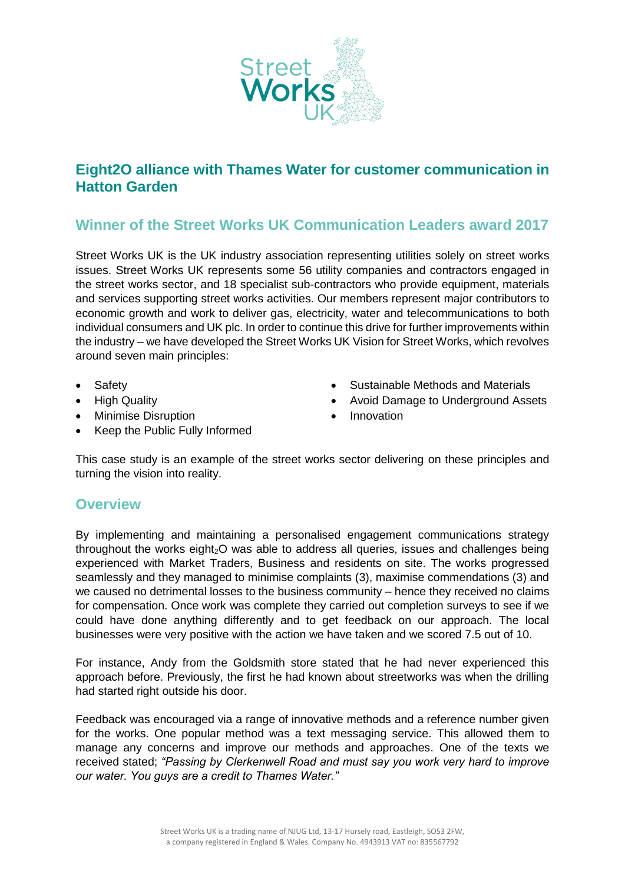# Eight2O alliance with Thames Water for customer communication in Hatton Garden

## Winner of the Street Works UK Communication Leaders award 2017

Street Works UK is the UK industry association representing utilities solely on street works issues. Street Works UK represents some 56 utility companies and contractors engaged in the street works sector, and 18 specialist sub-contractors who provide equipment, materials and services supporting street works activities. Our members represent major contributors to economic growth and work to deliver gas, electricity, water and telecommunications to both individual consumers and UK plc. In order to continue this drive for further improvements within the industry – we have developed the Street Works UK Vision for Street Works, which revolves around seven main principles:

- Safety
- High Quality
- Minimise Disruption
- Keep the Public Fully Informed
- Sustainable Methods and Materials
- Avoid Damage to Underground Assets
- Innovation

This case study is an example of the street works sector delivering on these principles and turning the vision into reality.

## Overview

By implementing and maintaining a personalised engagement communications strategy throughout the works eight$_2$O was able to address all queries, issues and challenges being experienced with Market Traders, Business and residents on site. The works progressed seamlessly and they managed to minimise complaints (3), maximise commendations (3) and we caused no detrimental losses to the business community – hence they received no claims for compensation. Once work was complete they carried out completion surveys to see if we could have done anything differently and to get feedback on our approach. The local businesses were very positive with the action we have taken and we scored 7.5 out of 10.

For instance, Andy from the Goldsmith store stated that he had never experienced this approach before. Previously, the first he had known about streetworks was when the drilling had started right outside his door.

Feedback was encouraged via a range of innovative methods and a reference number given for the works. One popular method was a text messaging service. This allowed them to manage any concerns and improve our methods and approaches. One of the texts we received stated; *"Passing by Clerkenwell Road and must say you work very hard to improve our water. You guys are a credit to Thames Water."*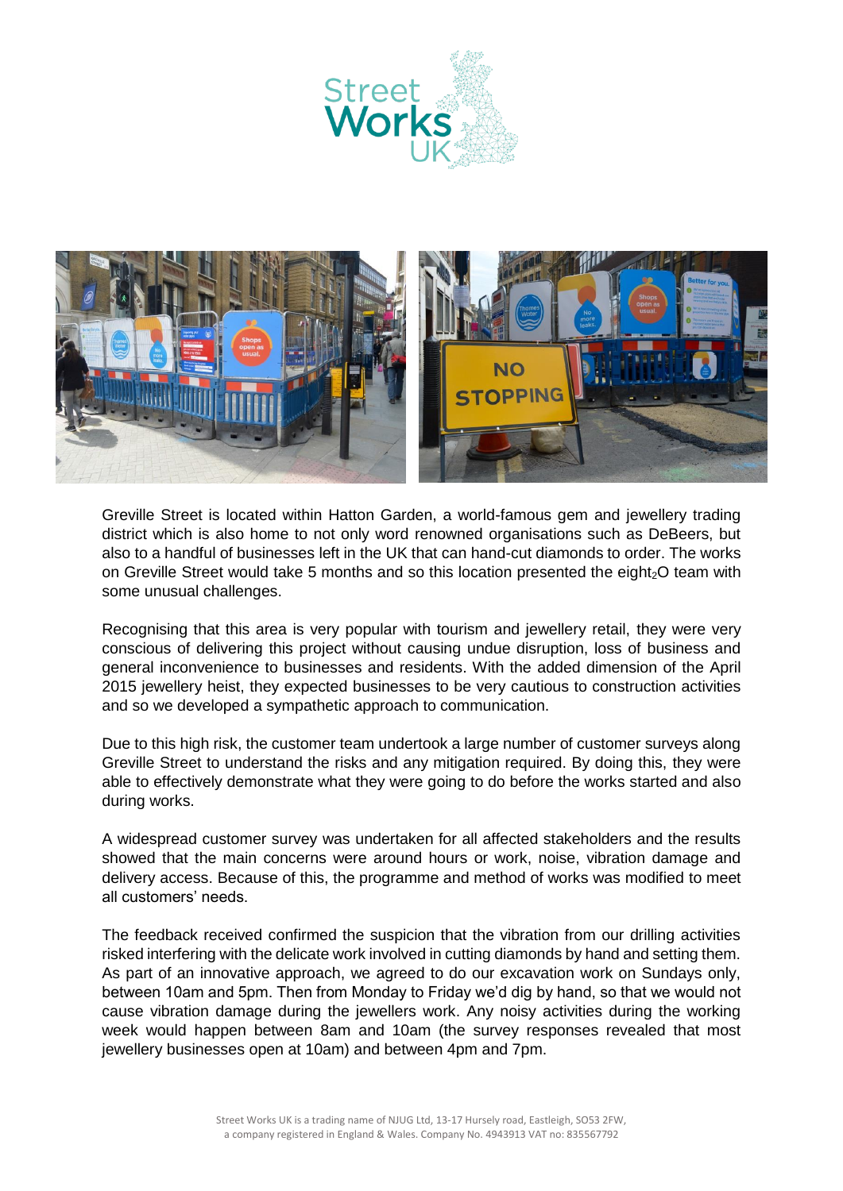Greville Street is located within Hatton Garden, a world-famous gem and jewellery trading district which is also home to not only word renowned organisations such as DeBeers, but also to a handful of businesses left in the UK that can hand-cut diamonds to order. The works on Greville Street would take 5 months and so this location presented the eight$_2$O team with some unusual challenges.

Recognising that this area is very popular with tourism and jewellery retail, they were very conscious of delivering this project without causing undue disruption, loss of business and general inconvenience to businesses and residents. With the added dimension of the April 2015 jewellery heist, they expected businesses to be very cautious to construction activities and so we developed a sympathetic approach to communication.

Due to this high risk, the customer team undertook a large number of customer surveys along Greville Street to understand the risks and any mitigation required. By doing this, they were able to effectively demonstrate what they were going to do before the works started and also during works.

A widespread customer survey was undertaken for all affected stakeholders and the results showed that the main concerns were around hours or work, noise, vibration damage and delivery access. Because of this, the programme and method of works was modified to meet all customers' needs.

The feedback received confirmed the suspicion that the vibration from our drilling activities risked interfering with the delicate work involved in cutting diamonds by hand and setting them. As part of an innovative approach, we agreed to do our excavation work on Sundays only, between 10am and 5pm. Then from Monday to Friday we'd dig by hand, so that we would not cause vibration damage during the jewellers work. Any noisy activities during the working week would happen between 8am and 10am (the survey responses revealed that most jewellery businesses open at 10am) and between 4pm and 7pm.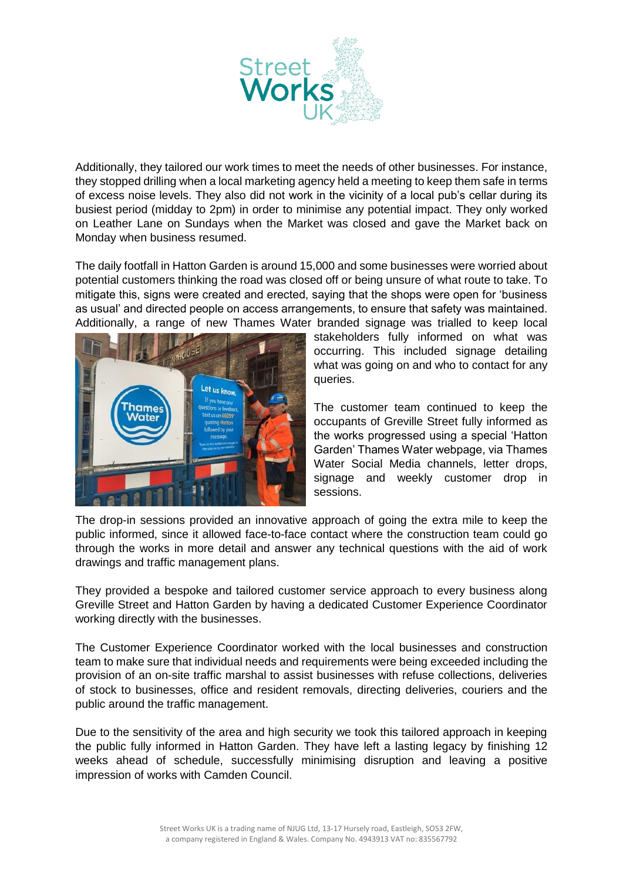Additionally, they tailored our work times to meet the needs of other businesses. For instance, they stopped drilling when a local marketing agency held a meeting to keep them safe in terms of excess noise levels. They also did not work in the vicinity of a local pub's cellar during its busiest period (midday to 2pm) in order to minimise any potential impact. They only worked on Leather Lane on Sundays when the Market was closed and gave the Market back on Monday when business resumed.

The daily footfall in Hatton Garden is around 15,000 and some businesses were worried about potential customers thinking the road was closed off or being unsure of what route to take. To mitigate this, signs were created and erected, saying that the shops were open for 'business as usual' and directed people on access arrangements, to ensure that safety was maintained. Additionally, a range of new Thames Water branded signage was trialled to keep local stakeholders fully informed on what was occurring. This included signage detailing what was going on and who to contact for any queries.

The customer team continued to keep the occupants of Greville Street fully informed as the works progressed using a special 'Hatton Garden' Thames Water webpage, via Thames Water Social Media channels, letter drops, signage and weekly customer drop in sessions.

The drop-in sessions provided an innovative approach of going the extra mile to keep the public informed, since it allowed face-to-face contact where the construction team could go through the works in more detail and answer any technical questions with the aid of work drawings and traffic management plans.

They provided a bespoke and tailored customer service approach to every business along Greville Street and Hatton Garden by having a dedicated Customer Experience Coordinator working directly with the businesses.

The Customer Experience Coordinator worked with the local businesses and construction team to make sure that individual needs and requirements were being exceeded including the provision of an on-site traffic marshal to assist businesses with refuse collections, deliveries of stock to businesses, office and resident removals, directing deliveries, couriers and the public around the traffic management.

Due to the sensitivity of the area and high security we took this tailored approach in keeping the public fully informed in Hatton Garden. They have left a lasting legacy by finishing 12 weeks ahead of schedule, successfully minimising disruption and leaving a positive impression of works with Camden Council.